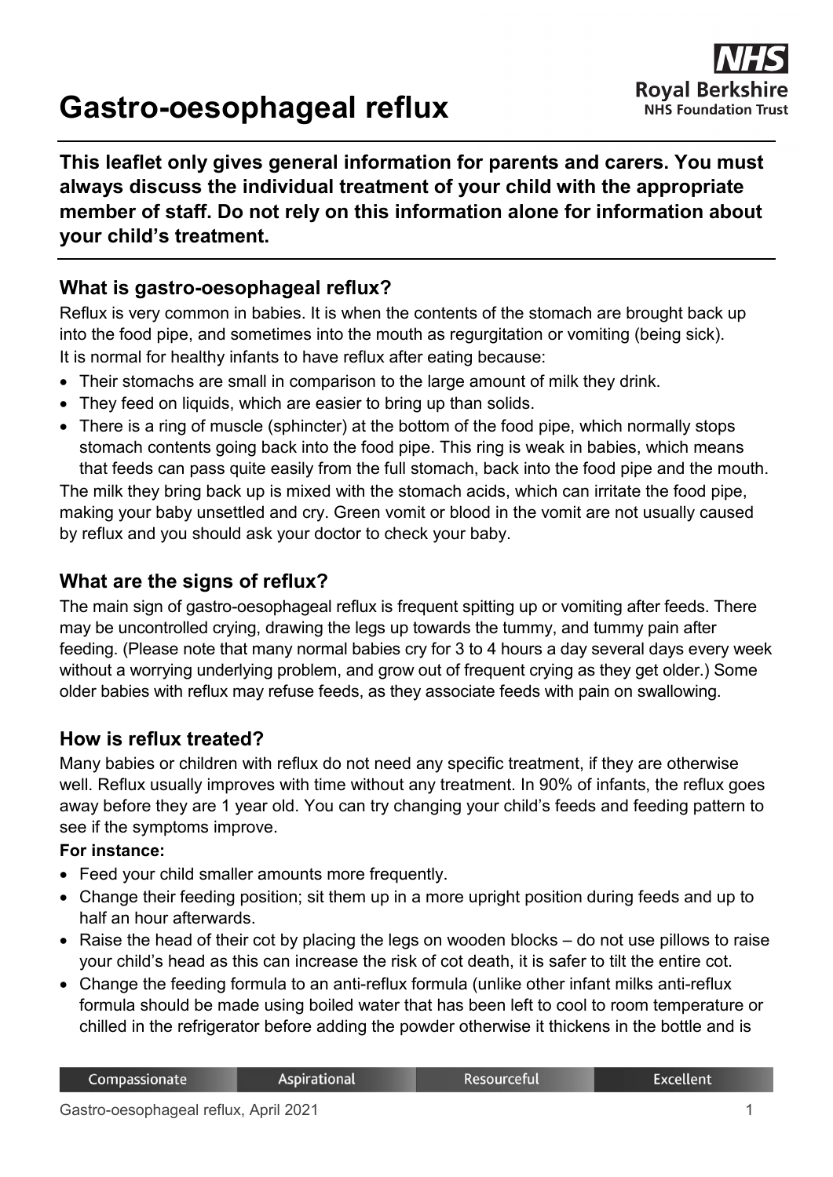# Gastro-oesophageal reflux

**This leaflet only gives general information for parents and carers. You must always discuss the individual treatment of your child with the appropriate member of staff. Do not rely on this information alone for information about your child's treatment.**

## What is gastro-oesophageal reflux?

Reflux is very common in babies. It is when the contents of the stomach are brought back up into the food pipe, and sometimes into the mouth as regurgitation or vomiting (being sick). It is normal for healthy infants to have reflux after eating because:

- Their stomachs are small in comparison to the large amount of milk they drink.
- They feed on liquids, which are easier to bring up than solids.
- There is a ring of muscle (sphincter) at the bottom of the food pipe, which normally stops stomach contents going back into the food pipe. This ring is weak in babies, which means that feeds can pass quite easily from the full stomach, back into the food pipe and the mouth.

The milk they bring back up is mixed with the stomach acids, which can irritate the food pipe, making your baby unsettled and cry. Green vomit or blood in the vomit are not usually caused by reflux and you should ask your doctor to check your baby.

## What are the signs of reflux?

The main sign of gastro-oesophageal reflux is frequent spitting up or vomiting after feeds. There may be uncontrolled crying, drawing the legs up towards the tummy, and tummy pain after feeding. (Please note that many normal babies cry for 3 to 4 hours a day several days every week without a worrying underlying problem, and grow out of frequent crying as they get older.) Some older babies with reflux may refuse feeds, as they associate feeds with pain on swallowing.

## How is reflux treated?

Many babies or children with reflux do not need any specific treatment, if they are otherwise well. Reflux usually improves with time without any treatment. In 90% of infants, the reflux goes away before they are 1 year old. You can try changing your child's feeds and feeding pattern to see if the symptoms improve.

**For instance:**

- Feed your child smaller amounts more frequently.
- Change their feeding position; sit them up in a more upright position during feeds and up to half an hour afterwards.
- Raise the head of their cot by placing the legs on wooden blocks – do not use pillows to raise your child's head as this can increase the risk of cot death, it is safer to tilt the entire cot.
- Change the feeding formula to an anti-reflux formula (unlike other infant milks anti-reflux formula should be made using boiled water that has been left to cool to room temperature or chilled in the refrigerator before adding the powder otherwise it thickens in the bottle and is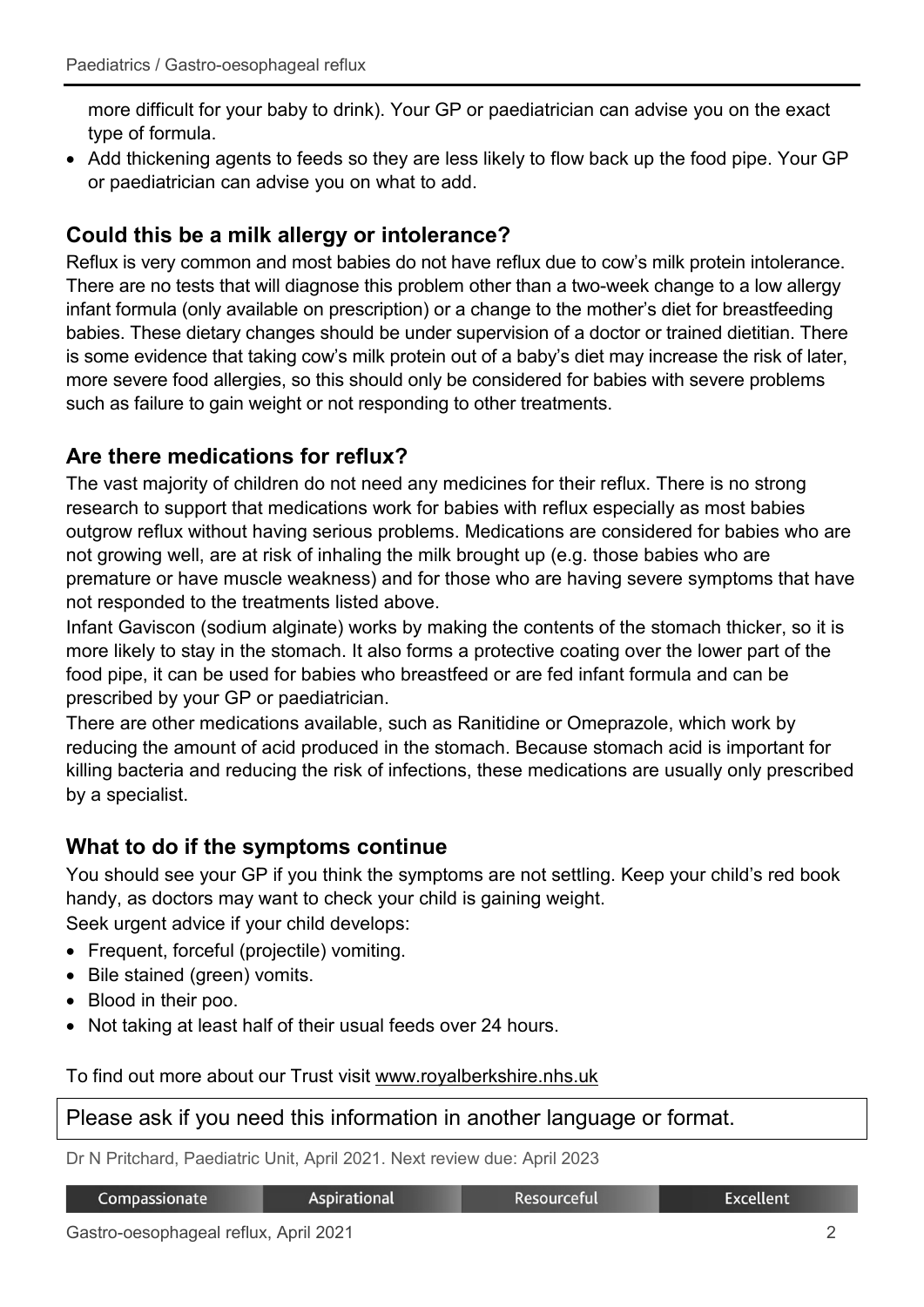more difficult for your baby to drink). Your GP or paediatrician can advise you on the exact type of formula.

- Add thickening agents to feeds so they are less likely to flow back up the food pipe. Your GP or paediatrician can advise you on what to add.

## Could this be a milk allergy or intolerance?

Reflux is very common and most babies do not have reflux due to cow's milk protein intolerance. There are no tests that will diagnose this problem other than a two-week change to a low allergy infant formula (only available on prescription) or a change to the mother's diet for breastfeeding babies. These dietary changes should be under supervision of a doctor or trained dietitian. There is some evidence that taking cow's milk protein out of a baby's diet may increase the risk of later, more severe food allergies, so this should only be considered for babies with severe problems such as failure to gain weight or not responding to other treatments.

## Are there medications for reflux?

The vast majority of children do not need any medicines for their reflux. There is no strong research to support that medications work for babies with reflux especially as most babies outgrow reflux without having serious problems. Medications are considered for babies who are not growing well, are at risk of inhaling the milk brought up (e.g. those babies who are premature or have muscle weakness) and for those who are having severe symptoms that have not responded to the treatments listed above.

Infant Gaviscon (sodium alginate) works by making the contents of the stomach thicker, so it is more likely to stay in the stomach. It also forms a protective coating over the lower part of the food pipe, it can be used for babies who breastfeed or are fed infant formula and can be prescribed by your GP or paediatrician.

There are other medications available, such as Ranitidine or Omeprazole, which work by reducing the amount of acid produced in the stomach. Because stomach acid is important for killing bacteria and reducing the risk of infections, these medications are usually only prescribed by a specialist.

## What to do if the symptoms continue

You should see your GP if you think the symptoms are not settling. Keep your child's red book handy, as doctors may want to check your child is gaining weight.

Seek urgent advice if your child develops:

- Frequent, forceful (projectile) vomiting.
- Bile stained (green) vomits.
- Blood in their poo.
- Not taking at least half of their usual feeds over 24 hours.

To find out more about our Trust visit www.royalberkshire.nhs.uk

Please ask if you need this information in another language or format.

Dr N Pritchard, Paediatric Unit, April 2021. Next review due: April 2023

Compassionate | Aspirational | Resourceful | Excellent